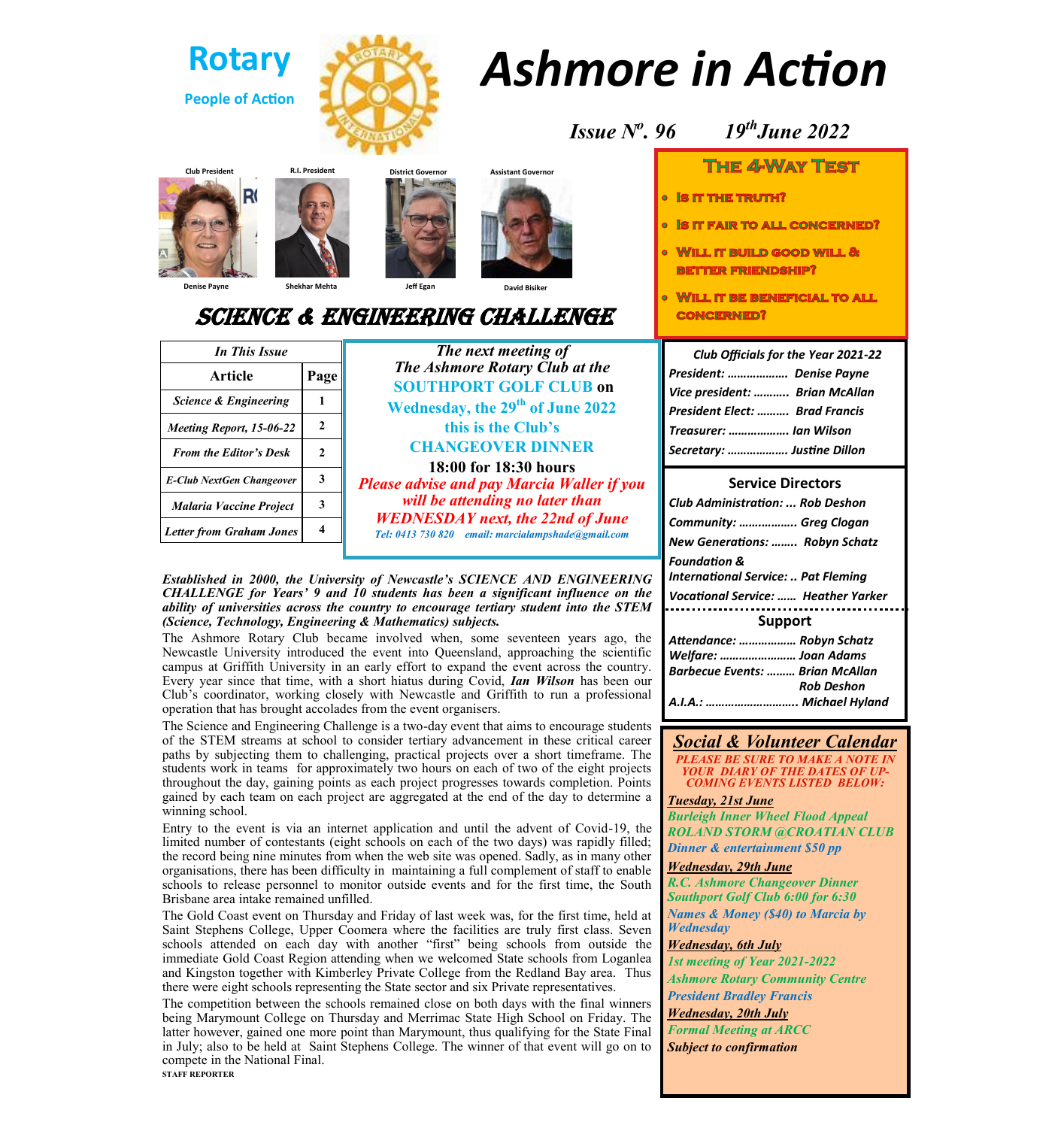# Rotary

People of Action

# Ashmore in Action

*Issue Nº. 96 19th June 2022*

Club President — Denise Payne
R.I. President — Shekhar Mehta
District Governor — Jeff Egan
Assistant Governor — David Bisiker

## The 4-Way Test

- Is it the truth?
- Is it fair to all concerned?
- Will it build good will & better friendship?
- Will it be beneficial to all concerned?

## Science & Engineering Challenge

| In This Issue | |
|---|---|
| **Article** | **Page** |
| *Science & Engineering* | 1 |
| *Meeting Report, 15-06-22* | 2 |
| *From the Editor's Desk* | 2 |
| *E-Club NextGen Changeover* | 3 |
| *Malaria Vaccine Project* | 3 |
| *Letter from Graham Jones* | 4 |

*The next meeting of The Ashmore Rotary Club at the* **SOUTHPORT GOLF CLUB on Wednesday, the 29th of June 2022 this is the Club's CHANGEOVER DINNER**

**18:00 for 18:30 hours**

***Please advise and pay Marcia Waller if you will be attending no later than WEDNESDAY next, the 22nd of June***

*Tel: 0413 730 820 email: marcialampshade@gmail.com*

***Established in 2000, the University of Newcastle's SCIENCE AND ENGINEERING CHALLENGE for Years' 9 and 10 students has been a significant influence on the ability of universities across the country to encourage tertiary student into the STEM (Science, Technology, Engineering & Mathematics) subjects.***

The Ashmore Rotary Club became involved when, some seventeen years ago, the Newcastle University introduced the event into Queensland, approaching the scientific campus at Griffith University in an early effort to expand the event across the country. Every year since that time, with a short hiatus during Covid, ***Ian Wilson*** has been our Club's coordinator, working closely with Newcastle and Griffith to run a professional operation that has brought accolades from the event organisers.

The Science and Engineering Challenge is a two-day event that aims to encourage students of the STEM streams at school to consider tertiary advancement in these critical career paths by subjecting them to challenging, practical projects over a short timeframe. The students work in teams for approximately two hours on each of two of the eight projects throughout the day, gaining points as each project progresses towards completion. Points gained by each team on each project are aggregated at the end of the day to determine a winning school.

Entry to the event is via an internet application and until the advent of Covid-19, the limited number of contestants (eight schools on each of the two days) was rapidly filled; the record being nine minutes from when the web site was opened. Sadly, as in many other organisations, there has been difficulty in maintaining a full complement of staff to enable schools to release personnel to monitor outside events and for the first time, the South Brisbane area intake remained unfilled.

The Gold Coast event on Thursday and Friday of last week was, for the first time, held at Saint Stephens College, Upper Coomera where the facilities are truly first class. Seven schools attended on each day with another "first" being schools from outside the immediate Gold Coast Region attending when we welcomed State schools from Loganlea and Kingston together with Kimberley Private College from the Redland Bay area. Thus there were eight schools representing the State sector and six Private representatives.

The competition between the schools remained close on both days with the final winners being Marymount College on Thursday and Merrimac State High School on Friday. The latter however, gained one more point than Marymount, thus qualifying for the State Final in July; also to be held at Saint Stephens College. The winner of that event will go on to compete in the National Final.

STAFF REPORTER

### Club Officials for the Year 2021-22

*President: ……………… Denise Payne*
*Vice president: ………. Brian McAllan*
*President Elect: ………. Brad Francis*
*Treasurer: ……………… Ian Wilson*
*Secretary: ……………… Justine Dillon*

### Service Directors

*Club Administration: ... Rob Deshon*
*Community: …………….. Greg Clogan*
*New Generations: …….. Robyn Schatz*
*Foundation & International Service: .. Pat Fleming*
*Vocational Service: …… Heather Yarker*

### Support

*Attendance: …………….. Robyn Schatz*
*Welfare: …………………… Joan Adams*
*Barbecue Events: ……… Brian McAllan, Rob Deshon*
*A.I.A.: ……………………….. Michael Hyland*

### Social & Volunteer Calendar

***PLEASE BE SURE TO MAKE A NOTE IN YOUR DIARY OF THE DATES OF UP-COMING EVENTS LISTED BELOW:***

***Tuesday, 21st June***
*Burleigh Inner Wheel Flood Appeal*
*ROLAND STORM @CROATIAN CLUB*
*Dinner & entertainment $50 pp*

***Wednesday, 29th June***
*R.C. Ashmore Changeover Dinner*
*Southport Golf Club 6:00 for 6:30*
*Names & Money ($40) to Marcia by Wednesday*

***Wednesday, 6th July***
*1st meeting of Year 2021-2022*
*Ashmore Rotary Community Centre*
*President Bradley Francis*

***Wednesday, 20th July***
*Formal Meeting at ARCC*
*Subject to confirmation*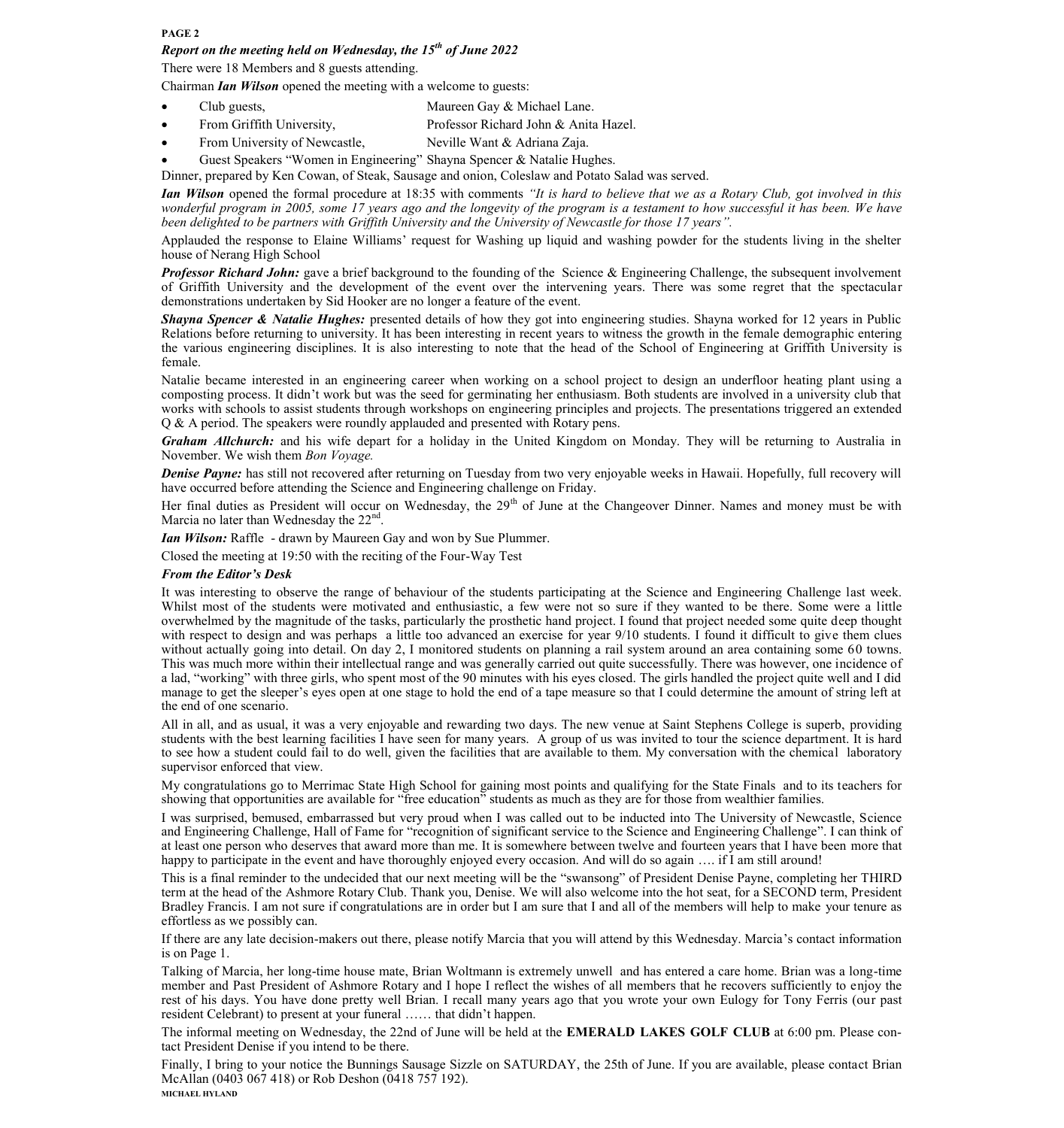### *Report on the meeting held on Wednesday, the 15th of June 2022*

There were 18 Members and 8 guests attending.

Chairman ***Ian Wilson*** opened the meeting with a welcome to guests:

- Club guests, Maureen Gay & Michael Lane.
- From Griffith University, Professor Richard John & Anita Hazel.
- From University of Newcastle, Neville Want & Adriana Zaja.
- Guest Speakers "Women in Engineering" Shayna Spencer & Natalie Hughes.

Dinner, prepared by Ken Cowan, of Steak, Sausage and onion, Coleslaw and Potato Salad was served.

***Ian Wilson*** opened the formal procedure at 18:35 with comments *"It is hard to believe that we as a Rotary Club, got involved in this wonderful program in 2005, some 17 years ago and the longevity of the program is a testament to how successful it has been. We have been delighted to be partners with Griffith University and the University of Newcastle for those 17 years".*

Applauded the response to Elaine Williams' request for Washing up liquid and washing powder for the students living in the shelter house of Nerang High School

***Professor Richard John:*** gave a brief background to the founding of the Science & Engineering Challenge, the subsequent involvement of Griffith University and the development of the event over the intervening years. There was some regret that the spectacular demonstrations undertaken by Sid Hooker are no longer a feature of the event.

***Shayna Spencer & Natalie Hughes:*** presented details of how they got into engineering studies. Shayna worked for 12 years in Public Relations before returning to university. It has been interesting in recent years to witness the growth in the female demographic entering the various engineering disciplines. It is also interesting to note that the head of the School of Engineering at Griffith University is female.

Natalie became interested in an engineering career when working on a school project to design an underfloor heating plant using a composting process. It didn't work but was the seed for germinating her enthusiasm. Both students are involved in a university club that works with schools to assist students through workshops on engineering principles and projects. The presentations triggered an extended Q & A period. The speakers were roundly applauded and presented with Rotary pens.

***Graham Allchurch:*** and his wife depart for a holiday in the United Kingdom on Monday. They will be returning to Australia in November. We wish them *Bon Voyage.*

***Denise Payne:*** has still not recovered after returning on Tuesday from two very enjoyable weeks in Hawaii. Hopefully, full recovery will have occurred before attending the Science and Engineering challenge on Friday.

Her final duties as President will occur on Wednesday, the 29th of June at the Changeover Dinner. Names and money must be with Marcia no later than Wednesday the 22nd.

***Ian Wilson:*** Raffle - drawn by Maureen Gay and won by Sue Plummer.

Closed the meeting at 19:50 with the reciting of the Four-Way Test

### *From the Editor's Desk*

It was interesting to observe the range of behaviour of the students participating at the Science and Engineering Challenge last week. Whilst most of the students were motivated and enthusiastic, a few were not so sure if they wanted to be there. Some were a little overwhelmed by the magnitude of the tasks, particularly the prosthetic hand project. I found that project needed some quite deep thought with respect to design and was perhaps a little too advanced an exercise for year 9/10 students. I found it difficult to give them clues without actually going into detail. On day 2, I monitored students on planning a rail system around an area containing some 60 towns. This was much more within their intellectual range and was generally carried out quite successfully. There was however, one incidence of a lad, "working" with three girls, who spent most of the 90 minutes with his eyes closed. The girls handled the project quite well and I did manage to get the sleeper's eyes open at one stage to hold the end of a tape measure so that I could determine the amount of string left at the end of one scenario.

All in all, and as usual, it was a very enjoyable and rewarding two days. The new venue at Saint Stephens College is superb, providing students with the best learning facilities I have seen for many years. A group of us was invited to tour the science department. It is hard to see how a student could fail to do well, given the facilities that are available to them. My conversation with the chemical laboratory supervisor enforced that view.

My congratulations go to Merrimac State High School for gaining most points and qualifying for the State Finals and to its teachers for showing that opportunities are available for "free education" students as much as they are for those from wealthier families.

I was surprised, bemused, embarrassed but very proud when I was called out to be inducted into The University of Newcastle, Science and Engineering Challenge, Hall of Fame for "recognition of significant service to the Science and Engineering Challenge". I can think of at least one person who deserves that award more than me. It is somewhere between twelve and fourteen years that I have been more that happy to participate in the event and have thoroughly enjoyed every occasion. And will do so again …. if I am still around!

This is a final reminder to the undecided that our next meeting will be the "swansong" of President Denise Payne, completing her THIRD term at the head of the Ashmore Rotary Club. Thank you, Denise. We will also welcome into the hot seat, for a SECOND term, President Bradley Francis. I am not sure if congratulations are in order but I am sure that I and all of the members will help to make your tenure as effortless as we possibly can.

If there are any late decision-makers out there, please notify Marcia that you will attend by this Wednesday. Marcia's contact information is on Page 1.

Talking of Marcia, her long-time house mate, Brian Woltmann is extremely unwell and has entered a care home. Brian was a long-time member and Past President of Ashmore Rotary and I hope I reflect the wishes of all members that he recovers sufficiently to enjoy the rest of his days. You have done pretty well Brian. I recall many years ago that you wrote your own Eulogy for Tony Ferris (our past resident Celebrant) to present at your funeral …… that didn't happen.

The informal meeting on Wednesday, the 22nd of June will be held at the **EMERALD LAKES GOLF CLUB** at 6:00 pm. Please contact President Denise if you intend to be there.

Finally, I bring to your notice the Bunnings Sausage Sizzle on SATURDAY, the 25th of June. If you are available, please contact Brian McAllan (0403 067 418) or Rob Deshon (0418 757 192).

**MICHAEL HYLAND**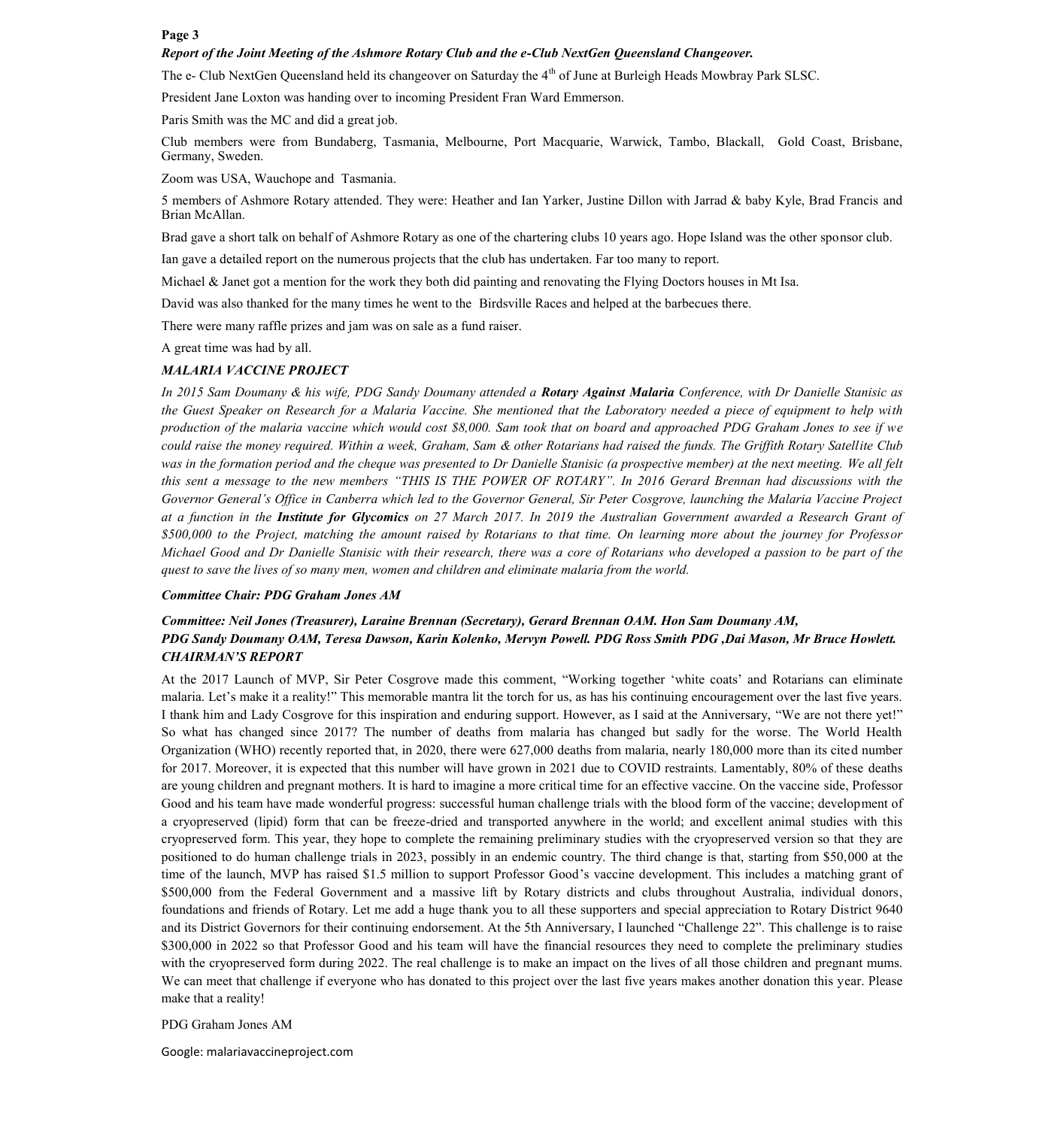***Report of the Joint Meeting of the Ashmore Rotary Club and the e-Club NextGen Queensland Changeover.***

The e- Club NextGen Queensland held its changeover on Saturday the 4th of June at Burleigh Heads Mowbray Park SLSC.

President Jane Loxton was handing over to incoming President Fran Ward Emmerson.

Paris Smith was the MC and did a great job.

Club members were from Bundaberg, Tasmania, Melbourne, Port Macquarie, Warwick, Tambo, Blackall, Gold Coast, Brisbane, Germany, Sweden.

Zoom was USA, Wauchope and Tasmania.

5 members of Ashmore Rotary attended. They were: Heather and Ian Yarker, Justine Dillon with Jarrad & baby Kyle, Brad Francis and Brian McAllan.

Brad gave a short talk on behalf of Ashmore Rotary as one of the chartering clubs 10 years ago. Hope Island was the other sponsor club.

Ian gave a detailed report on the numerous projects that the club has undertaken. Far too many to report.

Michael & Janet got a mention for the work they both did painting and renovating the Flying Doctors houses in Mt Isa.

David was also thanked for the many times he went to the Birdsville Races and helped at the barbecues there.

There were many raffle prizes and jam was on sale as a fund raiser.

A great time was had by all.

***MALARIA VACCINE PROJECT***

*In 2015 Sam Doumany & his wife, PDG Sandy Doumany attended a* ***Rotary Against Malaria*** *Conference, with Dr Danielle Stanisic as the Guest Speaker on Research for a Malaria Vaccine. She mentioned that the Laboratory needed a piece of equipment to help with production of the malaria vaccine which would cost $8,000. Sam took that on board and approached PDG Graham Jones to see if we could raise the money required. Within a week, Graham, Sam & other Rotarians had raised the funds. The Griffith Rotary Satellite Club was in the formation period and the cheque was presented to Dr Danielle Stanisic (a prospective member) at the next meeting. We all felt this sent a message to the new members "THIS IS THE POWER OF ROTARY". In 2016 Gerard Brennan had discussions with the Governor General's Office in Canberra which led to the Governor General, Sir Peter Cosgrove, launching the Malaria Vaccine Project at a function in the* ***Institute for Glycomics*** *on 27 March 2017. In 2019 the Australian Government awarded a Research Grant of $500,000 to the Project, matching the amount raised by Rotarians to that time. On learning more about the journey for Professor Michael Good and Dr Danielle Stanisic with their research, there was a core of Rotarians who developed a passion to be part of the quest to save the lives of so many men, women and children and eliminate malaria from the world.*

***Committee Chair: PDG Graham Jones AM***

***Committee: Neil Jones (Treasurer), Laraine Brennan (Secretary), Gerard Brennan OAM. Hon Sam Doumany AM, PDG Sandy Doumany OAM, Teresa Dawson, Karin Kolenko, Mervyn Powell. PDG Ross Smith PDG ,Dai Mason, Mr Bruce Howlett.***

***CHAIRMAN'S REPORT***

At the 2017 Launch of MVP, Sir Peter Cosgrove made this comment, "Working together 'white coats' and Rotarians can eliminate malaria. Let's make it a reality!" This memorable mantra lit the torch for us, as has his continuing encouragement over the last five years. I thank him and Lady Cosgrove for this inspiration and enduring support. However, as I said at the Anniversary, "We are not there yet!" So what has changed since 2017? The number of deaths from malaria has changed but sadly for the worse. The World Health Organization (WHO) recently reported that, in 2020, there were 627,000 deaths from malaria, nearly 180,000 more than its cited number for 2017. Moreover, it is expected that this number will have grown in 2021 due to COVID restraints. Lamentably, 80% of these deaths are young children and pregnant mothers. It is hard to imagine a more critical time for an effective vaccine. On the vaccine side, Professor Good and his team have made wonderful progress: successful human challenge trials with the blood form of the vaccine; development of a cryopreserved (lipid) form that can be freeze-dried and transported anywhere in the world; and excellent animal studies with this cryopreserved form. This year, they hope to complete the remaining preliminary studies with the cryopreserved version so that they are positioned to do human challenge trials in 2023, possibly in an endemic country. The third change is that, starting from $50,000 at the time of the launch, MVP has raised $1.5 million to support Professor Good's vaccine development. This includes a matching grant of $500,000 from the Federal Government and a massive lift by Rotary districts and clubs throughout Australia, individual donors, foundations and friends of Rotary. Let me add a huge thank you to all these supporters and special appreciation to Rotary District 9640 and its District Governors for their continuing endorsement. At the 5th Anniversary, I launched "Challenge 22". This challenge is to raise $300,000 in 2022 so that Professor Good and his team will have the financial resources they need to complete the preliminary studies with the cryopreserved form during 2022. The real challenge is to make an impact on the lives of all those children and pregnant mums. We can meet that challenge if everyone who has donated to this project over the last five years makes another donation this year. Please make that a reality!

PDG Graham Jones AM

Google: malariavaccineproject.com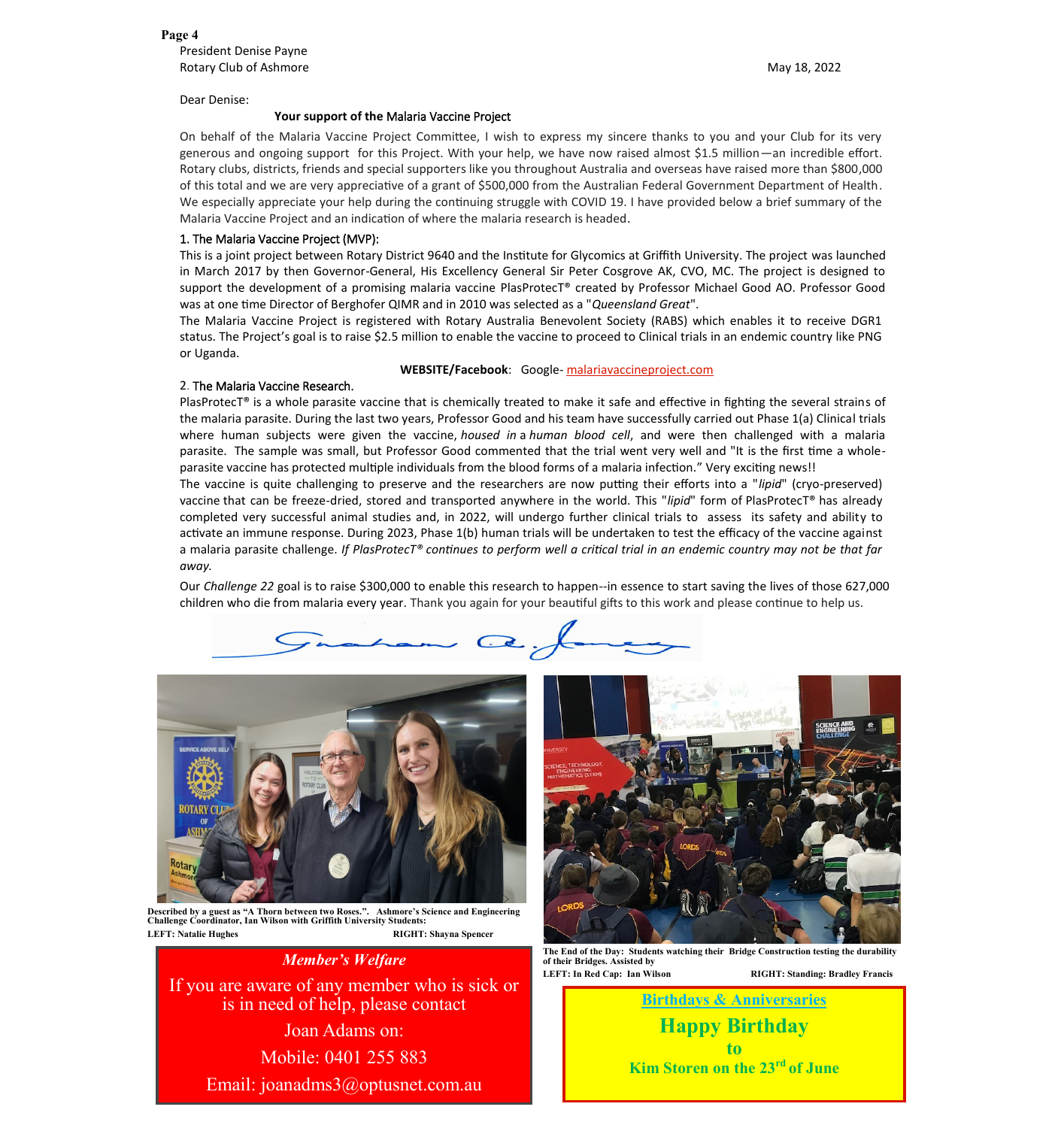President Denise Payne
Rotary Club of Ashmore

May 18, 2022

Dear Denise:

**Your support of the Malaria Vaccine Project**

On behalf of the Malaria Vaccine Project Committee, I wish to express my sincere thanks to you and your Club for its very generous and ongoing support for this Project. With your help, we have now raised almost $1.5 million—an incredible effort. Rotary clubs, districts, friends and special supporters like you throughout Australia and overseas have raised more than $800,000 of this total and we are very appreciative of a grant of $500,000 from the Australian Federal Government Department of Health. We especially appreciate your help during the continuing struggle with COVID 19. I have provided below a brief summary of the Malaria Vaccine Project and an indication of where the malaria research is headed.

**1. The Malaria Vaccine Project (MVP):**

This is a joint project between Rotary District 9640 and the Institute for Glycomics at Griffith University. The project was launched in March 2017 by then Governor-General, His Excellency General Sir Peter Cosgrove AK, CVO, MC. The project is designed to support the development of a promising malaria vaccine PlasProtecT® created by Professor Michael Good AO. Professor Good was at one time Director of Berghofer QIMR and in 2010 was selected as a "*Queensland Great*".

The Malaria Vaccine Project is registered with Rotary Australia Benevolent Society (RABS) which enables it to receive DGR1 status. The Project's goal is to raise $2.5 million to enable the vaccine to proceed to Clinical trials in an endemic country like PNG or Uganda.

**WEBSITE/Facebook**: Google- malariavaccineproject.com

**2. The Malaria Vaccine Research.**

PlasProtecT® is a whole parasite vaccine that is chemically treated to make it safe and effective in fighting the several strains of the malaria parasite. During the last two years, Professor Good and his team have successfully carried out Phase 1(a) Clinical trials where human subjects were given the vaccine, *housed in* a *human blood cell*, and were then challenged with a malaria parasite. The sample was small, but Professor Good commented that the trial went very well and "It is the first time a whole-parasite vaccine has protected multiple individuals from the blood forms of a malaria infection." Very exciting news!!

The vaccine is quite challenging to preserve and the researchers are now putting their efforts into a "*lipid*" (cryo-preserved) vaccine that can be freeze-dried, stored and transported anywhere in the world. This "*lipid*" form of PlasProtecT® has already completed very successful animal studies and, in 2022, will undergo further clinical trials to assess its safety and ability to activate an immune response. During 2023, Phase 1(b) human trials will be undertaken to test the efficacy of the vaccine against a malaria parasite challenge. *If PlasProtecT® continues to perform well a critical trial in an endemic country may not be that far away.*

Our *Challenge 22* goal is to raise $300,000 to enable this research to happen--in essence to start saving the lives of those 627,000 children who die from malaria every year. Thank you again for your beautiful gifts to this work and please continue to help us.

Graham A. Jones

**Described by a guest as "A Thorn between two Roses.". Ashmore's Science and Engineering Challenge Coordinator, Ian Wilson with Griffith University Students:**
**LEFT: Natalie Hughes RIGHT: Shayna Spencer**

**The End of the Day: Students watching their Bridge Construction testing the durability of their Bridges. Assisted by**
**LEFT: In Red Cap: Ian Wilson RIGHT: Standing: Bradley Francis**

***Member's Welfare***

If you are aware of any member who is sick or is in need of help, please contact

Joan Adams on:

Mobile: 0401 255 883

Email: joanadms3@optusnet.com.au

**Birthdays & Anniversaries**

**Happy Birthday**
**to**
**Kim Storen on the 23rd of June**